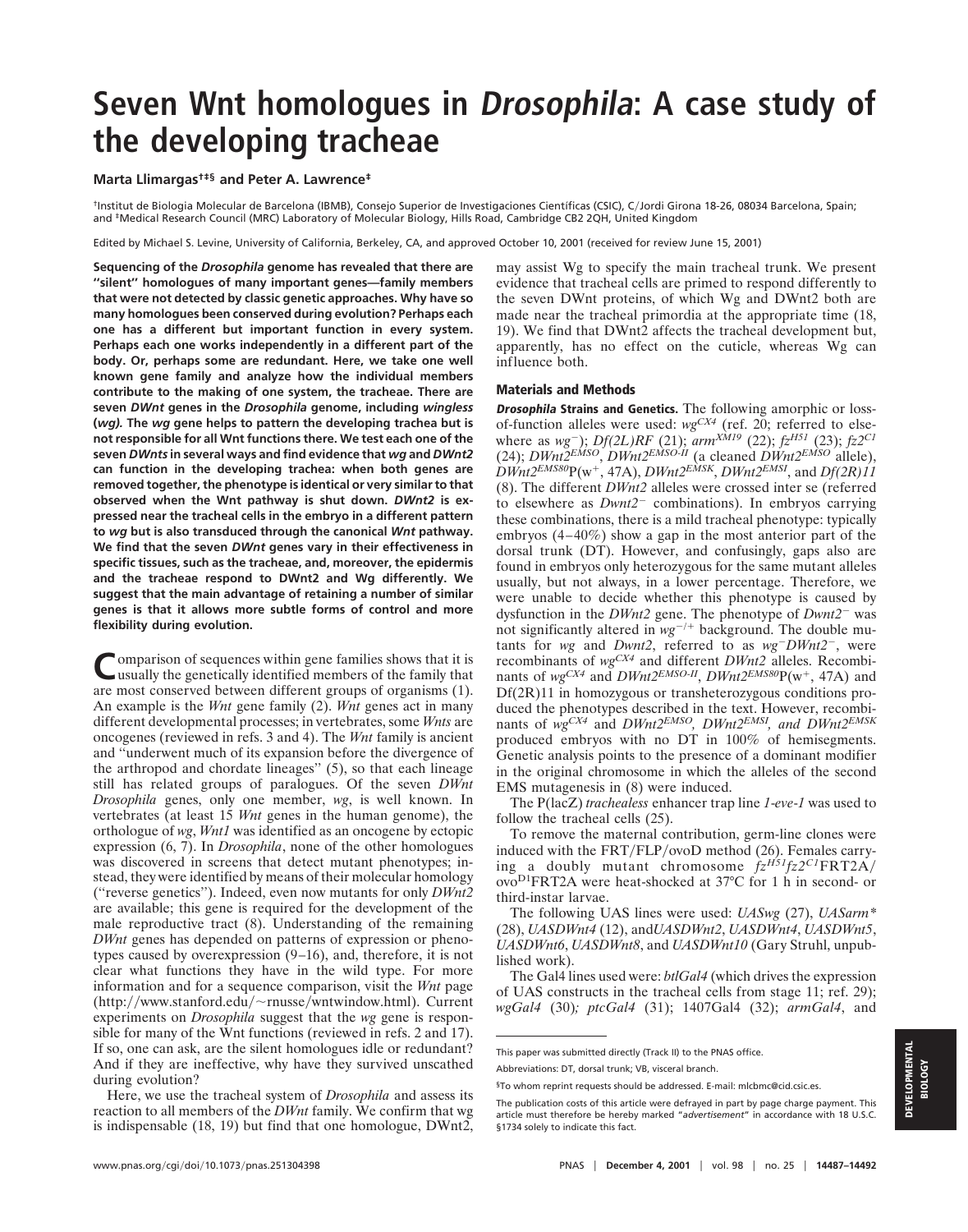# Seven Wnt homologues in *Drosophila*: A case study of the developing tracheae

**Marta Llimargas[†‡§] and Peter A. Lawrence[‡]**

[†]Institut de Biologia Molecular de Barcelona (IBMB), Consejo Superior de Investigaciones Científicas (CSIC), C/Jordi Girona 18-26, 08034 Barcelona, Spain; and [‡]Medical Research Council (MRC) Laboratory of Molecular Biology, Hills Road, Cambridge CB2 2QH, United Kingdom

Edited by Michael S. Levine, University of California, Berkeley, CA, and approved October 10, 2001 (received for review June 15, 2001)

**Sequencing of the *Drosophila* genome has revealed that there are "silent" homologues of many important genes—family members that were not detected by classic genetic approaches. Why have so many homologues been conserved during evolution? Perhaps each one has a different but important function in every system. Perhaps each one works independently in a different part of the body. Or, perhaps some are redundant. Here, we take one well known gene family and analyze how the individual members contribute to the making of one system, the tracheae. There are seven *DWnt* genes in the *Drosophila* genome, including *wingless* (*wg*). The *wg* gene helps to pattern the developing trachea but is not responsible for all Wnt functions there. We test each one of the seven *DWnts* in several ways and find evidence that *wg* and *DWnt2* can function in the developing tracheae: when both genes are removed together, the phenotype is identical or very similar to that observed when the Wnt pathway is shut down. *DWnt2* is expressed near the tracheal cells in the embryo in a different pattern to *wg* but is also transduced through the canonical *Wnt* pathway. We find that the seven *DWnt* genes vary in their effectiveness in specific tissues, such as the tracheae, and, moreover, the epidermis and the tracheae respond to DWnt2 and Wg differently. We suggest that the main advantage of retaining a number of similar genes is that it allows more subtle forms of control and more flexibility during evolution.**

Comparison of sequences within gene families shows that it is usually the genetically identified members of the family that are most conserved between different groups of organisms (1). An example is the *Wnt* gene family (2). *Wnt* genes act in many different developmental processes; in vertebrates, some *Wnts* are oncogenes (reviewed in refs. 3 and 4). The *Wnt* family is ancient and "underwent much of its expansion before the divergence of the arthropod and chordate lineages" (5), so that each lineage still has related groups of paralogues. Of the seven *DWnt Drosophila* genes, only one member, *wg*, is well known. In vertebrates (at least 15 *Wnt* genes in the human genome), the orthologue of *wg*, *Wnt1* was identified as an oncogene by ectopic expression (6, 7). In *Drosophila*, none of the other homologues was discovered in screens that detect mutant phenotypes; instead, they were identified by means of their molecular homology ("reverse genetics"). Indeed, even now mutants for only *DWnt2* are available; this gene is required for the development of the male reproductive tract (8). Understanding of the remaining *DWnt* genes has depended on patterns of expression or phenotypes caused by overexpression (9–16), and, therefore, it is not clear what functions they have in the wild type. For more information and for a sequence comparison, visit the *Wnt* page (http://www.stanford.edu/~rnusse/wntwindow.html). Current experiments on *Drosophila* suggest that the *wg* gene is responsible for many of the Wnt functions (reviewed in refs. 2 and 17). If so, one can ask, are the silent homologues idle or redundant? And if they are ineffective, why have they survived unscathed during evolution?

Here, we use the tracheal system of *Drosophila* and assess its reaction to all members of the *DWnt* family. We confirm that wg is indispensable (18, 19) but find that one homologue, DWnt2, may assist Wg to specify the main tracheal trunk. We present evidence that tracheal cells are primed to respond differently to the seven DWnt proteins, of which Wg and DWnt2 both are made near the tracheal primordia at the appropriate time (18, 19). We find that DWnt2 affects the tracheal development but, apparently, has no effect on the cuticle, whereas Wg can influence both.

## Materials and Methods

***Drosophila* Strains and Genetics.** The following amorphic or loss-of-function alleles were used: $wg^{CX4}$ (ref. 20; referred to elsewhere as $wg^-$); *Df(2L)RF* (21); $arm^{XM19}$ (22); $fz^{H51}$ (23); $fz2^{C1}$ (24); $DWnt2^{EMSO}$, $DWnt2^{EMSO\text{-}II}$ (a cleaned $DWnt2^{EMSO}$ allele), $DWnt2^{EMS80}$P(w$^+$, 47A), $DWnt2^{EMSK}$, $DWnt2^{EMSI}$, and *Df(2R)11* (8). The different *DWnt2* alleles were crossed inter se (referred to elsewhere as $Dwnt2^-$ combinations). In embryos carrying these combinations, there is a mild tracheal phenotype: typically embryos (4–40%) show a gap in the most anterior part of the dorsal trunk (DT). However, and confusingly, gaps also are found in embryos only heterozygous for the same mutant alleles usually, but not always, in a lower percentage. Therefore, we were unable to decide whether this phenotype is caused by dysfunction in the *DWnt2* gene. The phenotype of $Dwnt2^-$ was not significantly altered in $wg^{-/+}$ background. The double mutants for *wg* and *Dwnt2*, referred to as $wg^-DWnt2^-$, were recombinants of $wg^{CX4}$ and different *DWnt2* alleles. Recombinants of $wg^{CX4}$ and $DWnt2^{EMSO\text{-}II}$, $DWnt2^{EMS80}$P(w$^+$, 47A) and Df(2R)11 in homozygous or transheterozygous conditions produced the phenotypes described in the text. However, recombinants of $wg^{CX4}$ and $DWnt2^{EMSO}$, $DWnt2^{EMSI}$, *and* $DWnt2^{EMSK}$ produced embryos with no DT in 100% of hemisegments. Genetic analysis points to the presence of a dominant modifier in the original chromosome in which the alleles of the second EMS mutagenesis in (8) were induced.

The P(lacZ) *trachealess* enhancer trap line *1-eve-1* was used to follow the tracheal cells (25).

To remove the maternal contribution, germ-line clones were induced with the FRT/FLP/ovoD method (26). Females carrying a doubly mutant chromosome $fz^{H51}fz2^{C1}$FRT2A/ovo$^{D1}$FRT2A were heat-shocked at 37°C for 1 h in second- or third-instar larvae.

The following UAS lines were used: *UASwg* (27), *UASarm\** (28), *UASDWnt4* (12), and *UASDWnt2*, *UASDWnt4*, *UASDWnt5*, *UASDWnt6*, *UASDWnt8*, and *UASDWnt10* (Gary Struhl, unpublished work).

The Gal4 lines used were: *btlGal4* (which drives the expression of UAS constructs in the tracheal cells from stage 11; ref. 29); *wgGal4* (30)*; ptcGal4* (31); 1407Gal4 (32); *armGal4*, and

---

This paper was submitted directly (Track II) to the PNAS office.

Abbreviations: DT, dorsal trunk; VB, visceral branch.

[§]To whom reprint requests should be addressed. E-mail: mlcbmc@cid.csic.es.

The publication costs of this article were defrayed in part by page charge payment. This article must therefore be hereby marked "*advertisement*" in accordance with 18 U.S.C. §1734 solely to indicate this fact.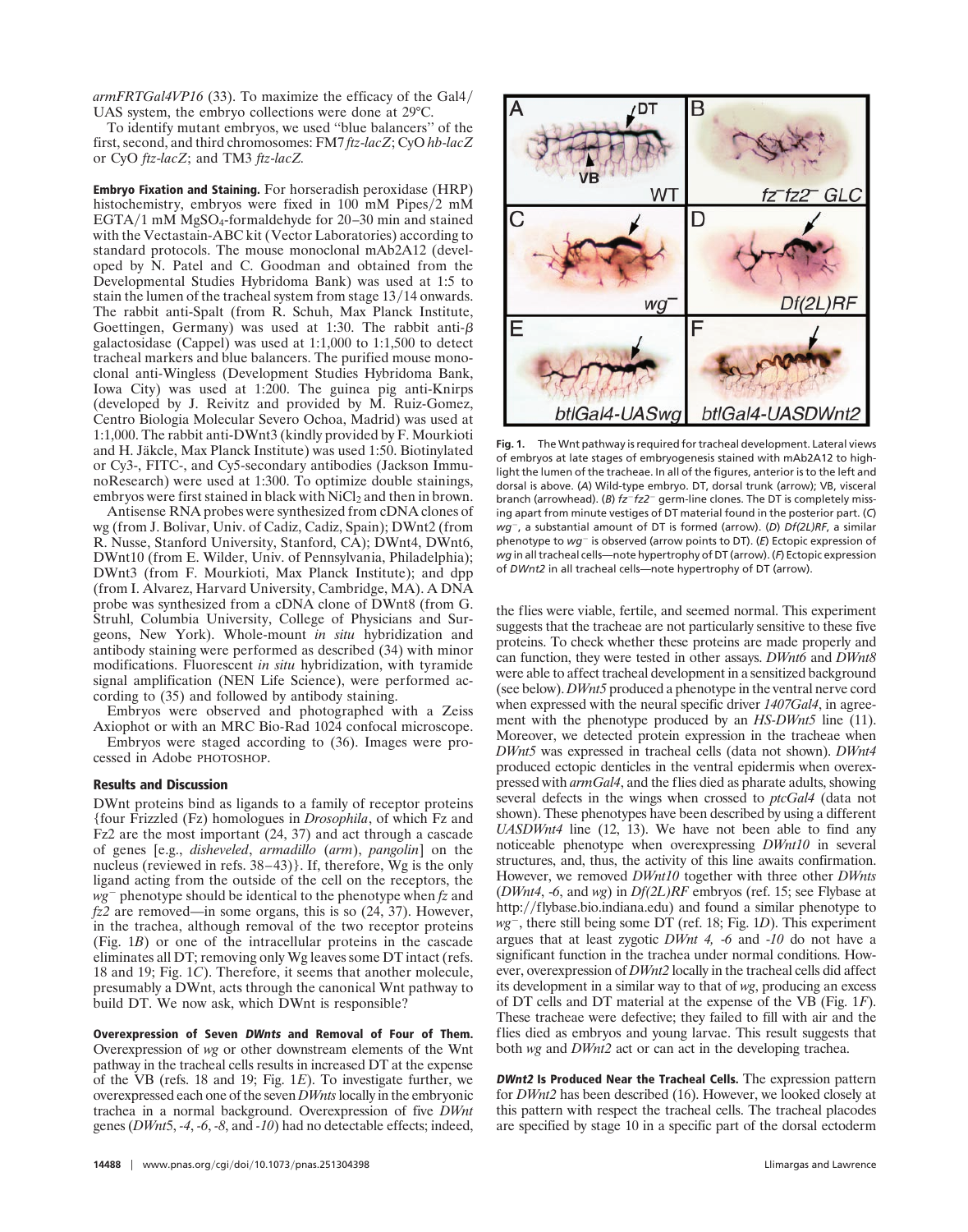*armFRTGal4VP16* (33). To maximize the efficacy of the Gal4/UAS system, the embryo collections were done at 29°C.

To identify mutant embryos, we used "blue balancers" of the first, second, and third chromosomes: FM7 *ftz-lacZ*; CyO *hb-lacZ* or CyO *ftz-lacZ*; and TM3 *ftz-lacZ*.

**Embryo Fixation and Staining.** For horseradish peroxidase (HRP) histochemistry, embryos were fixed in 100 mM Pipes/2 mM EGTA/1 mM $MgSO_4$-formaldehyde for 20–30 min and stained with the Vectastain-ABC kit (Vector Laboratories) according to standard protocols. The mouse monoclonal mAb2A12 (developed by N. Patel and C. Goodman and obtained from the Developmental Studies Hybridoma Bank) was used at 1:5 to stain the lumen of the tracheal system from stage 13/14 onwards. The rabbit anti-Spalt (from R. Schuh, Max Planck Institute, Goettingen, Germany) was used at 1:30. The rabbit anti-β galactosidase (Cappel) was used at 1:1,000 to 1:1,500 to detect tracheal markers and blue balancers. The purified mouse monoclonal anti-Wingless (Development Studies Hybridoma Bank, Iowa City) was used at 1:200. The guinea pig anti-Knirps (developed by J. Reivitz and provided by M. Ruiz-Gomez, Centro Biologia Molecular Severo Ochoa, Madrid) was used at 1:1,000. The rabbit anti-DWnt3 (kindly provided by F. Mourkioti and H. Jäckle, Max Planck Institute) was used 1:50. Biotinylated or Cy3-, FITC-, and Cy5-secondary antibodies (Jackson ImmunoResearch) were used at 1:300. To optimize double stainings, embryos were first stained in black with $NiCl_2$ and then in brown.

Antisense RNA probes were synthesized from cDNA clones of wg (from J. Bolivar, Univ. of Cadiz, Cadiz, Spain); DWnt2 (from R. Nusse, Stanford University, Stanford, CA); DWnt4, DWnt6, DWnt10 (from E. Wilder, Univ. of Pennsylvania, Philadelphia); DWnt3 (from F. Mourkioti, Max Planck Institute); and dpp (from I. Alvarez, Harvard University, Cambridge, MA). A DNA probe was synthesized from a cDNA clone of DWnt8 (from G. Struhl, Columbia University, College of Physicians and Surgeons, New York). Whole-mount *in situ* hybridization and antibody staining were performed as described (34) with minor modifications. Fluorescent *in situ* hybridization, with tyramide signal amplification (NEN Life Science), were performed according to (35) and followed by antibody staining.

Embryos were observed and photographed with a Zeiss Axiophot or with an MRC Bio-Rad 1024 confocal microscope.

Embryos were staged according to (36). Images were processed in Adobe PHOTOSHOP.

## Results and Discussion

DWnt proteins bind as ligands to a family of receptor proteins {four Frizzled (Fz) homologues in *Drosophila*, of which Fz and Fz2 are the most important (24, 37) and act through a cascade of genes [e.g., *disheveled*, *armadillo* (*arm*), *pangolin*] on the nucleus (reviewed in refs. 38–43)}. If, therefore, Wg is the only ligand acting from the outside of the cell on the receptors, the *wg*⁻ phenotype should be identical to the phenotype when *fz* and *fz2* are removed—in some organs, this is so (24, 37). However, in the trachea, although removal of the two receptor proteins (Fig. 1*B*) or one of the intracellular proteins in the cascade eliminates all DT; removing only Wg leaves some DT intact (refs. 18 and 19; Fig. 1*C*). Therefore, it seems that another molecule, presumably a DWnt, acts through the canonical Wnt pathway to build DT. We now ask, which DWnt is responsible?

**Overexpression of Seven *DWnts* and Removal of Four of Them.** Overexpression of *wg* or other downstream elements of the Wnt pathway in the tracheal cells results in increased DT at the expense of the VB (refs. 18 and 19; Fig. 1*E*). To investigate further, we overexpressed each one of the seven *DWnts* locally in the embryonic trachea in a normal background. Overexpression of five *DWnt* genes (*DWnt5*, *-4*, *-6*, *-8*, and *-10*) had no detectable effects; indeed, the flies were viable, fertile, and seemed normal. This experiment suggests that the tracheae are not particularly sensitive to these five proteins. To check whether these proteins are made properly and can function, they were tested in other assays. *DWnt6* and *DWnt8* were able to affect tracheal development in a sensitized background (see below). *DWnt5* produced a phenotype in the ventral nerve cord when expressed with the neural specific driver *1407Gal4*, in agreement with the phenotype produced by an *HS-DWnt5* line (11). Moreover, we detected protein expression in the tracheae when *DWnt5* was expressed in tracheal cells (data not shown). *DWnt4* produced ectopic denticles in the ventral epidermis when overexpressed with *armGal4*, and the flies died as pharate adults, showing several defects in the wings when crossed to *ptcGal4* (data not shown). These phenotypes have been described by using a different *UASDWnt4* line (12, 13). We have not been able to find any noticeable phenotype when overexpressing *DWnt10* in several structures, and, thus, the activity of this line awaits confirmation. However, we removed *DWnt10* together with three other *DWnts* (*DWnt4*, *-6*, and *wg*) in *Df(2L)RF* embryos (ref. 15; see Flybase at http://flybase.bio.indiana.edu) and found a similar phenotype to *wg*⁻, there still being some DT (ref. 18; Fig. 1*D*). This experiment argues that at least zygotic *DWnt 4, -6* and *-10* do not have a significant function in the trachea under normal conditions. However, overexpression of *DWnt2* locally in the tracheal cells did affect its development in a similar way to that of *wg*, producing an excess of DT cells and DT material at the expense of the VB (Fig. 1*F*). These tracheae were defective; they failed to fill with air and the flies died as embryos and young larvae. This result suggests that both *wg* and *DWnt2* act or can act in the developing trachea.

**Fig. 1.** The Wnt pathway is required for tracheal development. Lateral views of embryos at late stages of embryogenesis stained with mAb2A12 to highlight the lumen of the tracheae. In all of the figures, anterior is to the left and dorsal is above. (*A*) Wild-type embryo. DT, dorsal trunk (arrow); VB, visceral branch (arrowhead). (*B*) *fz*⁻ *fz2*⁻ germ-line clones. The DT is completely missing apart from minute vestiges of DT material found in the posterior part. (*C*) *wg*⁻, a substantial amount of DT is formed (arrow). (*D*) *Df(2L)RF*, a similar phenotype to *wg*⁻ is observed (arrow points to DT). (*E*) Ectopic expression of *wg* in all tracheal cells—note hypertrophy of DT (arrow). (*F*) Ectopic expression of *DWnt2* in all tracheal cells—note hypertrophy of DT (arrow).

***DWnt2* Is Produced Near the Tracheal Cells.** The expression pattern for *DWnt2* has been described (16). However, we looked closely at this pattern with respect the tracheal cells. The tracheal placodes are specified by stage 10 in a specific part of the dorsal ectoderm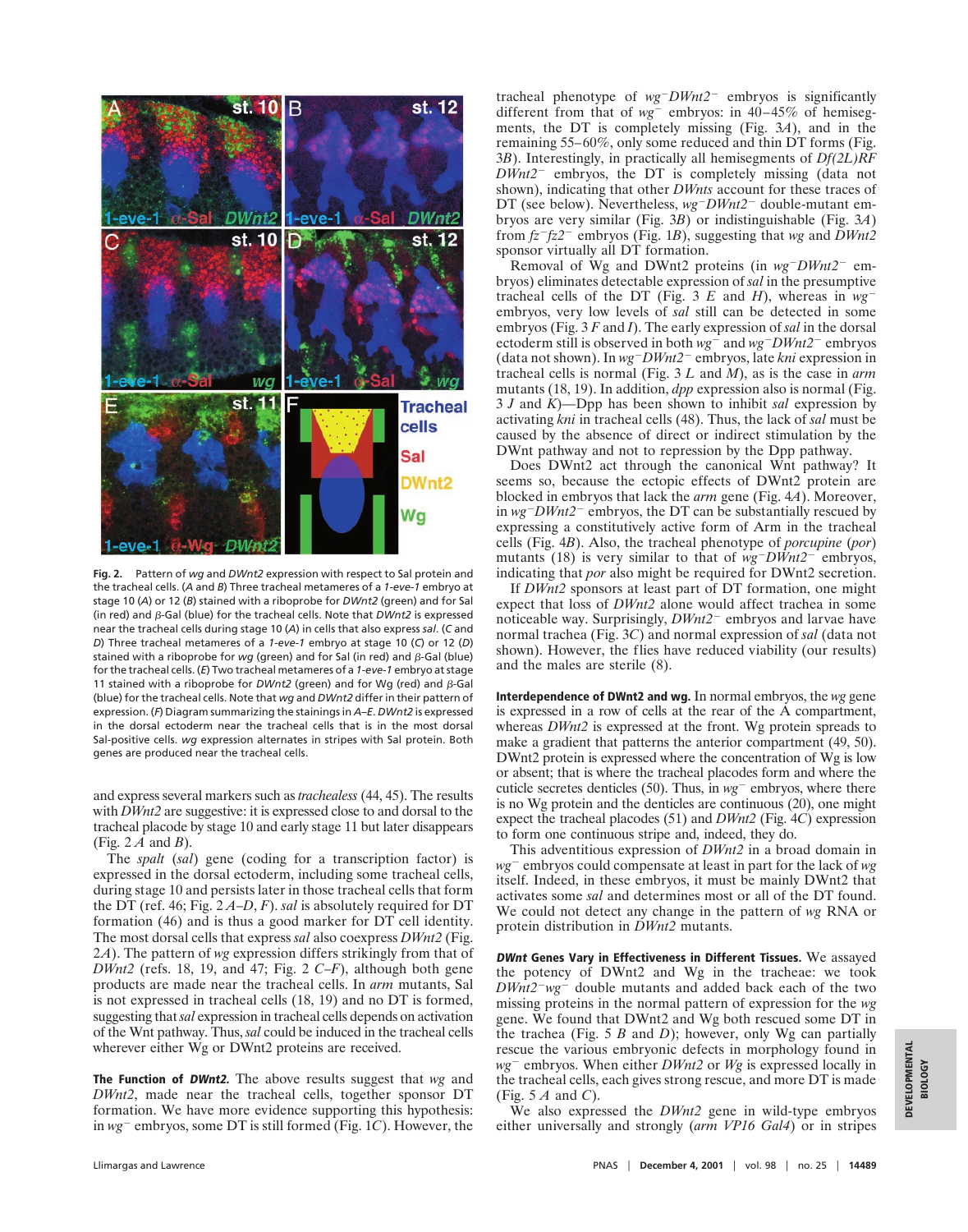**Fig. 2.** Pattern of *wg* and *DWnt2* expression with respect to Sal protein and the tracheal cells. (*A* and *B*) Three tracheal metameres of a *1-eve-1* embryo at stage 10 (*A*) or 12 (*B*) stained with a riboprobe for *DWnt2* (green) and for Sal (in red) and β-Gal (blue) for the tracheal cells. Note that *DWnt2* is expressed near the tracheal cells during stage 10 (*A*) in cells that also express *sal*. (*C* and *D*) Three tracheal metameres of a *1-eve-1* embryo at stage 10 (*C*) or 12 (*D*) stained with a riboprobe for *wg* (green) and for Sal (in red) and β-Gal (blue) for the tracheal cells. (*E*) Two tracheal metameres of a *1-eve-1* embryo at stage 11 stained with a riboprobe for *DWnt2* (green) and for Wg (red) and β-Gal (blue) for the tracheal cells. Note that *wg* and *DWnt2* differ in their pattern of expression. (*F*) Diagram summarizing the stainings in *A–E*. *DWnt2* is expressed in the dorsal ectoderm near the tracheal cells that is in the most dorsal Sal-positive cells. *wg* expression alternates in stripes with Sal protein. Both genes are produced near the tracheal cells.

and express several markers such as *trachealess* (44, 45). The results with *DWnt2* are suggestive: it is expressed close to and dorsal to the tracheal placode by stage 10 and early stage 11 but later disappears (Fig. 2 *A* and *B*).

The *spalt* (*sal*) gene (coding for a transcription factor) is expressed in the dorsal ectoderm, including some tracheal cells, during stage 10 and persists later in those tracheal cells that form the DT (ref. 46; Fig. 2 *A–D*, *F*). *sal* is absolutely required for DT formation (46) and is thus a good marker for DT cell identity. The most dorsal cells that express *sal* also coexpress *DWnt2* (Fig. 2*A*). The pattern of *wg* expression differs strikingly from that of *DWnt2* (refs. 18, 19, and 47; Fig. 2 *C–F*), although both gene products are made near the tracheal cells. In *arm* mutants, Sal is not expressed in tracheal cells (18, 19) and no DT is formed, suggesting that *sal* expression in tracheal cells depends on activation of the Wnt pathway. Thus, *sal* could be induced in the tracheal cells wherever either Wg or DWnt2 proteins are received.

**The Function of *DWnt2*.** The above results suggest that *wg* and *DWnt2*, made near the tracheal cells, together sponsor DT formation. We have more evidence supporting this hypothesis: in $wg^-$ embryos, some DT is still formed (Fig. 1*C*). However, the tracheal phenotype of $wg^-DWnt2^-$ embryos is significantly different from that of $wg^-$ embryos: in 40–45% of hemisegments, the DT is completely missing (Fig. 3*A*), and in the remaining 55–60%, only some reduced and thin DT forms (Fig. 3*B*). Interestingly, in practically all hemisegments of *Df(2L)RF* $DWnt2^-$ embryos, the DT is completely missing (data not shown), indicating that other *DWnts* account for these traces of DT (see below). Nevertheless, $wg^-DWnt2^-$ double-mutant embryos are very similar (Fig. 3*B*) or indistinguishable (Fig. 3*A*) from $fz^-fz2^-$ embryos (Fig. 1*B*), suggesting that *wg* and *DWnt2* sponsor virtually all DT formation.

Removal of Wg and DWnt2 proteins (in $wg^-DWnt2^-$ embryos) eliminates detectable expression of *sal* in the presumptive tracheal cells of the DT (Fig. 3 *E* and *H*), whereas in $wg^-$ embryos, very low levels of *sal* still can be detected in some embryos (Fig. 3 *F* and *I*). The early expression of *sal* in the dorsal ectoderm still is observed in both $wg^-$ and $wg^-DWnt2^-$ embryos (data not shown). In $wg^-DWnt2^-$ embryos, late *kni* expression in tracheal cells is normal (Fig. 3 *L* and *M*), as is the case in *arm* mutants (18, 19). In addition, *dpp* expression also is normal (Fig. 3 *J* and *K*)—Dpp has been shown to inhibit *sal* expression by activating *kni* in tracheal cells (48). Thus, the lack of *sal* must be caused by the absence of direct or indirect stimulation by the DWnt pathway and not to repression by the Dpp pathway.

Does DWnt2 act through the canonical Wnt pathway? It seems so, because the ectopic effects of DWnt2 protein are blocked in embryos that lack the *arm* gene (Fig. 4*A*). Moreover, in $wg^-DWnt2^-$ embryos, the DT can be substantially rescued by expressing a constitutively active form of Arm in the tracheal cells (Fig. 4*B*). Also, the tracheal phenotype of *porcupine* (*por*) mutants (18) is very similar to that of $wg^-DWnt2^-$ embryos, indicating that *por* also might be required for DWnt2 secretion.

If *DWnt2* sponsors at least part of DT formation, one might expect that loss of *DWnt2* alone would affect trachea in some noticeable way. Surprisingly, $DWnt2^-$ embryos and larvae have normal trachea (Fig. 3*C*) and normal expression of *sal* (data not shown). However, the flies have reduced viability (our results) and the males are sterile (8).

**Interdependence of DWnt2 and wg.** In normal embryos, the *wg* gene is expressed in a row of cells at the rear of the A compartment, whereas *DWnt2* is expressed at the front. Wg protein spreads to make a gradient that patterns the anterior compartment (49, 50). DWnt2 protein is expressed where the concentration of Wg is low or absent; that is where the tracheal placodes form and where the cuticle secretes denticles (50). Thus, in $wg^-$ embryos, where there is no Wg protein and the denticles are continuous (20), one might expect the tracheal placodes (51) and *DWnt2* (Fig. 4*C*) expression to form one continuous stripe and, indeed, they do.

This adventitious expression of *DWnt2* in a broad domain in $wg^-$ embryos could compensate at least in part for the lack of *wg* itself. Indeed, in these embryos, it must be mainly DWnt2 that activates some *sal* and determines most or all of the DT found. We could not detect any change in the pattern of *wg* RNA or protein distribution in *DWnt2* mutants.

***DWnt* Genes Vary in Effectiveness in Different Tissues.** We assayed the potency of DWnt2 and Wg in the tracheae: we took $DWnt2^-wg^-$ double mutants and added back each of the two missing proteins in the normal pattern of expression for the *wg* gene. We found that DWnt2 and Wg both rescued some DT in the trachea (Fig. 5 *B* and *D*); however, only Wg can partially rescue the various embryonic defects in morphology found in $wg^-$ embryos. When either *DWnt2* or *Wg* is expressed locally in the tracheal cells, each gives strong rescue, and more DT is made (Fig. 5 *A* and *C*).

We also expressed the *DWnt2* gene in wild-type embryos either universally and strongly (*arm VP16 Gal4*) or in stripes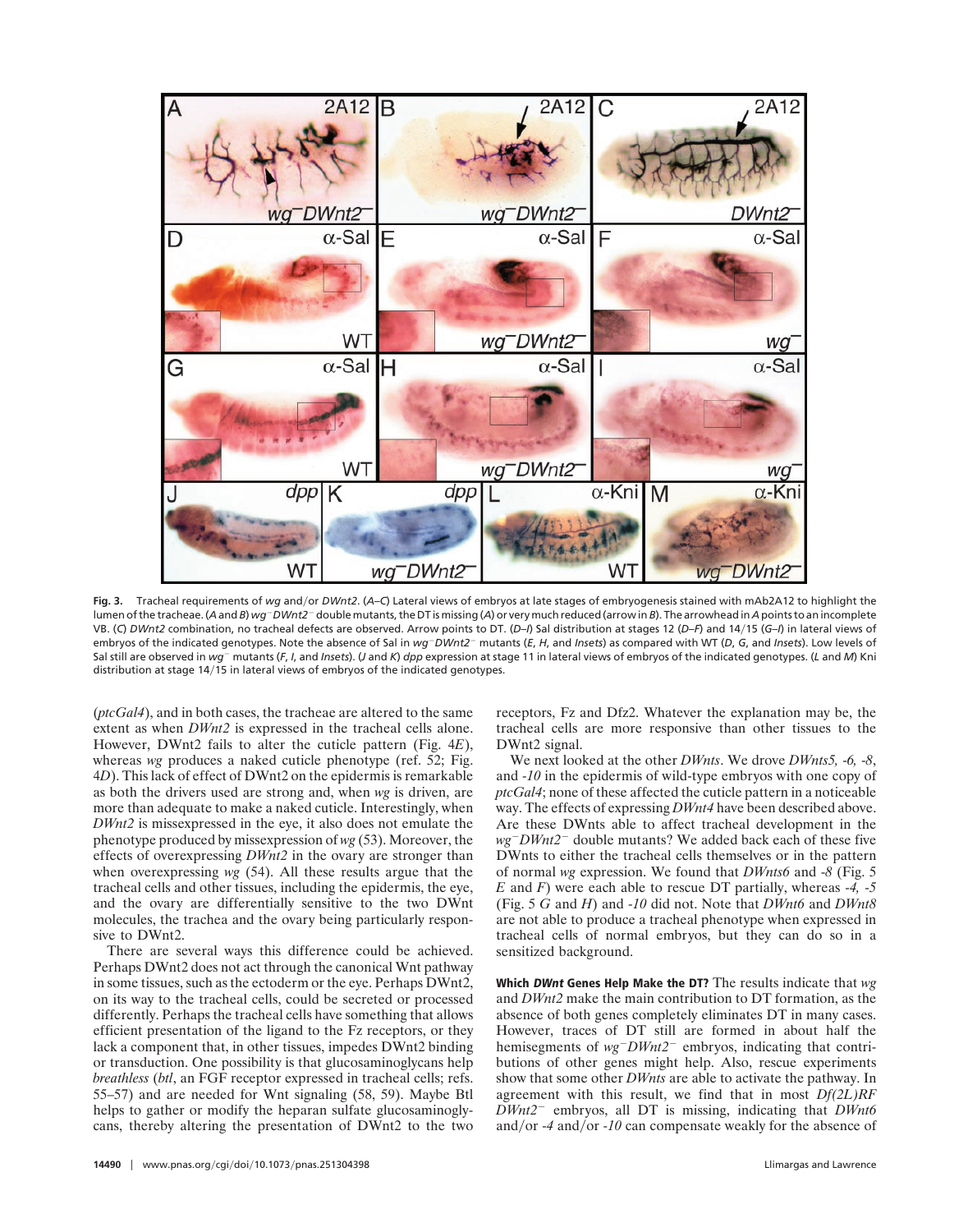**Fig. 3.** Tracheal requirements of *wg* and/or *DWnt2*. (*A–C*) Lateral views of embryos at late stages of embryogenesis stained with mAb2A12 to highlight the lumen of the tracheae. (*A* and *B*) *wg*$^-$*DWnt2*$^-$ double mutants, the DT is missing (*A*) or very much reduced (arrow in *B*). The arrowhead in *A* points to an incomplete VB. (*C*) *DWnt2* combination, no tracheal defects are observed. Arrow points to DT. (*D–I*) Sal distribution at stages 12 (*D–F*) and 14/15 (*G–I*) in lateral views of embryos of the indicated genotypes. Note the absence of Sal in *wg*$^-$*DWnt2*$^-$ mutants (*E*, *H*, and *Insets*) as compared with WT (*D*, *G*, and *Insets*). Low levels of Sal still are observed in *wg*$^-$ mutants (*F*, *I*, and *Insets*). (*J* and *K*) *dpp* expression at stage 11 in lateral views of embryos of the indicated genotypes. (*L* and *M*) Kni distribution at stage 14/15 in lateral views of embryos of the indicated genotypes.

(*ptcGal4*), and in both cases, the tracheae are altered to the same extent as when *DWnt2* is expressed in the tracheal cells alone. However, DWnt2 fails to alter the cuticle pattern (Fig. 4*E*), whereas *wg* produces a naked cuticle phenotype (ref. 52; Fig. 4*D*). This lack of effect of DWnt2 on the epidermis is remarkable as both the drivers used are strong and, when *wg* is driven, are more than adequate to make a naked cuticle. Interestingly, when *DWnt2* is missexpressed in the eye, it also does not emulate the phenotype produced by missexpression of *wg* (53). Moreover, the effects of overexpressing *DWnt2* in the ovary are stronger than when overexpressing *wg* (54). All these results argue that the tracheal cells and other tissues, including the epidermis, the eye, and the ovary are differentially sensitive to the two DWnt molecules, the trachea and the ovary being particularly responsive to DWnt2.

There are several ways this difference could be achieved. Perhaps DWnt2 does not act through the canonical Wnt pathway in some tissues, such as the ectoderm or the eye. Perhaps DWnt2, on its way to the tracheal cells, could be secreted or processed differently. Perhaps the tracheal cells have something that allows efficient presentation of the ligand to the Fz receptors, or they lack a component that, in other tissues, impedes DWnt2 binding or transduction. One possibility is that glucosaminoglycans help *breathless* (*btl*, an FGF receptor expressed in tracheal cells; refs. 55–57) and are needed for Wnt signaling (58, 59). Maybe Btl helps to gather or modify the heparan sulfate glucosaminoglycans, thereby altering the presentation of DWnt2 to the two receptors, Fz and Dfz2. Whatever the explanation may be, the tracheal cells are more responsive than other tissues to the DWnt2 signal.

We next looked at the other *DWnts*. We drove *DWnts5, -6, -8*, and *-10* in the epidermis of wild-type embryos with one copy of *ptcGal4*; none of these affected the cuticle pattern in a noticeable way. The effects of expressing *DWnt4* have been described above. Are these DWnts able to affect tracheal development in the *wg*$^-$*DWnt2*$^-$ double mutants? We added back each of these five DWnts to either the tracheal cells themselves or in the pattern of normal *wg* expression. We found that *DWnts6* and *-8* (Fig. 5 *E* and *F*) were each able to rescue DT partially, whereas *-4, -5* (Fig. 5 *G* and *H*) and *-10* did not. Note that *DWnt6* and *DWnt8* are not able to produce a tracheal phenotype when expressed in tracheal cells of normal embryos, but they can do so in a sensitized background.

**Which *DWnt* Genes Help Make the DT?** The results indicate that *wg* and *DWnt2* make the main contribution to DT formation, as the absence of both genes completely eliminates DT in many cases. However, traces of DT still are formed in about half the hemisegments of *wg*$^-$*DWnt2*$^-$ embryos, indicating that contributions of other genes might help. Also, rescue experiments show that some other *DWnts* are able to activate the pathway. In agreement with this result, we find that in most *Df(2L)RF DWnt2*$^-$ embryos, all DT is missing, indicating that *DWnt6* and/or *-4* and/or *-10* can compensate weakly for the absence of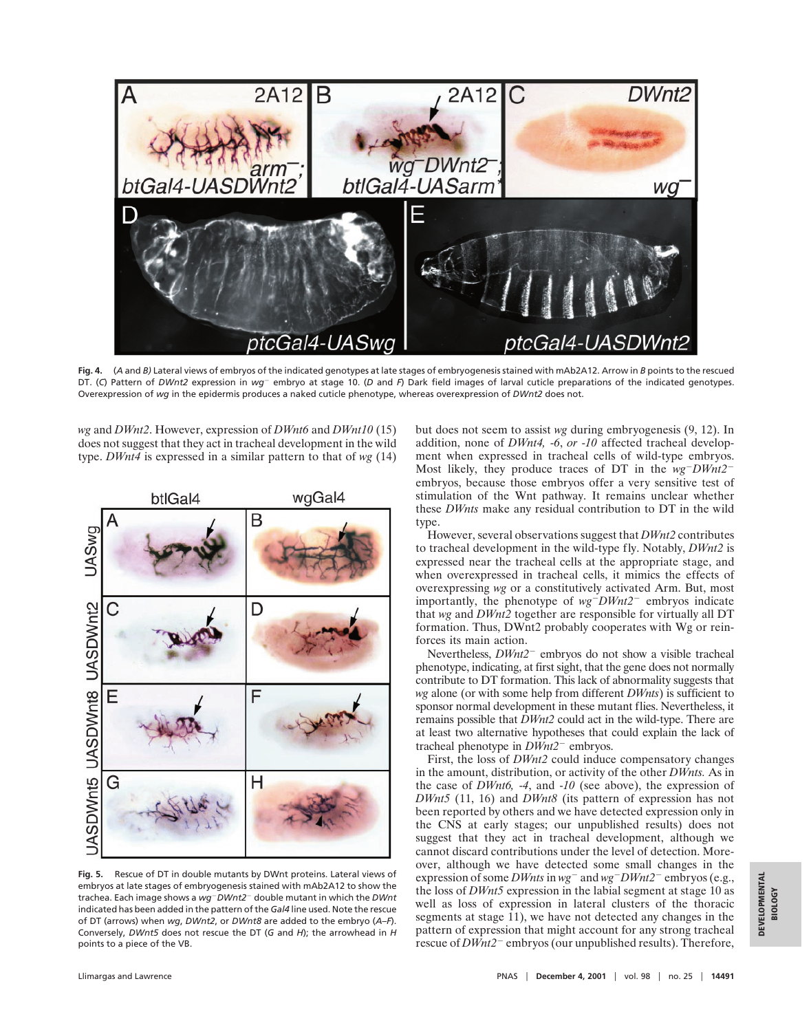**Fig. 4.** (*A* and *B*) Lateral views of embryos of the indicated genotypes at late stages of embryogenesis stained with mAb2A12. Arrow in *B* points to the rescued DT. (*C*) Pattern of *DWnt2* expression in $wg^-$ embryo at stage 10. (*D* and *F*) Dark field images of larval cuticle preparations of the indicated genotypes. Overexpression of *wg* in the epidermis produces a naked cuticle phenotype, whereas overexpression of *DWnt2* does not.

*wg* and *DWnt2*. However, expression of *DWnt6* and *DWnt10* (15) does not suggest that they act in tracheal development in the wild type. *DWnt4* is expressed in a similar pattern to that of *wg* (14) but does not seem to assist *wg* during embryogenesis (9, 12). In addition, none of *DWnt4, -6*, *or -10* affected tracheal development when expressed in tracheal cells of wild-type embryos. Most likely, they produce traces of DT in the $wg^-DWnt2^-$ embryos, because those embryos offer a very sensitive test of stimulation of the Wnt pathway. It remains unclear whether these *DWnts* make any residual contribution to DT in the wild type.

**Fig. 5.** Rescue of DT in double mutants by DWnt proteins. Lateral views of embryos at late stages of embryogenesis stained with mAb2A12 to show the trachea. Each image shows a $wg^-DWnt2^-$ double mutant in which the *DWnt* indicated has been added in the pattern of the *Gal4* line used. Note the rescue of DT (arrows) when *wg*, *DWnt2*, or *DWnt8* are added to the embryo (*A*–*F*). Conversely, *DWnt5* does not rescue the DT (*G* and *H*); the arrowhead in *H* points to a piece of the VB.

However, several observations suggest that *DWnt2* contributes to tracheal development in the wild-type fly. Notably, *DWnt2* is expressed near the tracheal cells at the appropriate stage, and when overexpressed in tracheal cells, it mimics the effects of overexpressing *wg* or a constitutively activated Arm. But, most importantly, the phenotype of $wg^-DWnt2^-$ embryos indicate that *wg* and *DWnt2* together are responsible for virtually all DT formation. Thus, DWnt2 probably cooperates with Wg or reinforces its main action.

Nevertheless, $DWnt2^-$ embryos do not show a visible tracheal phenotype, indicating, at first sight, that the gene does not normally contribute to DT formation. This lack of abnormality suggests that *wg* alone (or with some help from different *DWnts*) is sufficient to sponsor normal development in these mutant flies. Nevertheless, it remains possible that *DWnt2* could act in the wild-type. There are at least two alternative hypotheses that could explain the lack of tracheal phenotype in $DWnt2^-$ embryos.

First, the loss of *DWnt2* could induce compensatory changes in the amount, distribution, or activity of the other *DWnts.* As in the case of *DWnt6, -4*, and *-10* (see above), the expression of *DWnt5* (11, 16) and *DWnt8* (its pattern of expression has not been reported by others and we have detected expression only in the CNS at early stages; our unpublished results) does not suggest that they act in tracheal development, although we cannot discard contributions under the level of detection. Moreover, although we have detected some small changes in the expression of some *DWnts* in $wg^-$ and $wg^-DWnt2^-$ embryos (e.g., the loss of *DWnt5* expression in the labial segment at stage 10 as well as loss of expression in lateral clusters of the thoracic segments at stage 11), we have not detected any changes in the pattern of expression that might account for any strong tracheal rescue of $DWnt2^-$ embryos (our unpublished results). Therefore,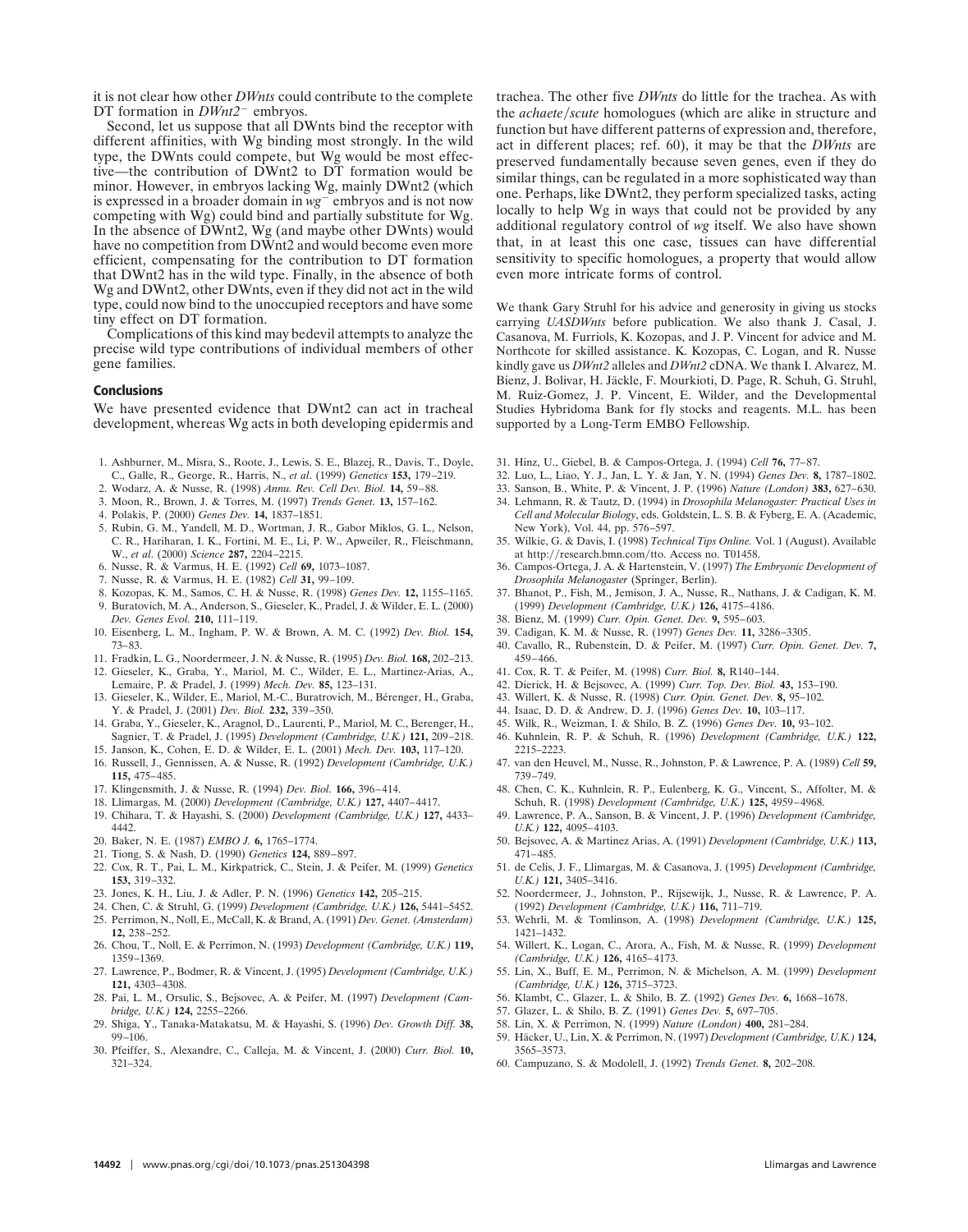it is not clear how other *DWnts* could contribute to the complete DT formation in *DWnt2*$^-$ embryos.

Second, let us suppose that all DWnts bind the receptor with different affinities, with Wg binding most strongly. In the wild type, the DWnts could compete, but Wg would be most effective—the contribution of DWnt2 to DT formation would be minor. However, in embryos lacking Wg, mainly DWnt2 (which is expressed in a broader domain in *wg*$^-$ embryos and is not now competing with Wg) could bind and partially substitute for Wg. In the absence of DWnt2, Wg (and maybe other DWnts) would have no competition from DWnt2 and would become even more efficient, compensating for the contribution to DT formation that DWnt2 has in the wild type. Finally, in the absence of both Wg and DWnt2, other DWnts, even if they did not act in the wild type, could now bind to the unoccupied receptors and have some tiny effect on DT formation.

Complications of this kind may bedevil attempts to analyze the precise wild type contributions of individual members of other gene families.

## Conclusions

We have presented evidence that DWnt2 can act in tracheal development, whereas Wg acts in both developing epidermis and trachea. The other five *DWnts* do little for the trachea. As with the *achaete/scute* homologues (which are alike in structure and function but have different patterns of expression and, therefore, act in different places; ref. 60), it may be that the *DWnts* are preserved fundamentally because seven genes, even if they do similar things, can be regulated in a more sophisticated way than one. Perhaps, like DWnt2, they perform specialized tasks, acting locally to help Wg in ways that could not be provided by any additional regulatory control of *wg* itself. We also have shown that, in at least this one case, tissues can have differential sensitivity to specific homologues, a property that would allow even more intricate forms of control.

We thank Gary Struhl for his advice and generosity in giving us stocks carrying *UASDWnts* before publication. We also thank J. Casal, J. Casanova, M. Furriols, K. Kozopas, and J. P. Vincent for advice and M. Northcote for skilled assistance. K. Kozopas, C. Logan, and R. Nusse kindly gave us *DWnt2* alleles and *DWnt2* cDNA. We thank I. Alvarez, M. Bienz, J. Bolivar, H. Jäckle, F. Mourkioti, D. Page, R. Schuh, G. Struhl, M. Ruiz-Gomez, J. P. Vincent, E. Wilder, and the Developmental Studies Hybridoma Bank for fly stocks and reagents. M.L. has been supported by a Long-Term EMBO Fellowship.

1. Ashburner, M., Misra, S., Roote, J., Lewis, S. E., Blazej, R., Davis, T., Doyle, C., Galle, R., George, R., Harris, N., *et al*. (1999) *Genetics* **153,** 179–219.
2. Wodarz, A. & Nusse, R. (1998) *Annu. Rev. Cell Dev. Biol.* **14,** 59–88.
3. Moon, R., Brown, J. & Torres, M. (1997) *Trends Genet.* **13,** 157–162.
4. Polakis, P. (2000) *Genes Dev.* **14,** 1837–1851.
5. Rubin, G. M., Yandell, M. D., Wortman, J. R., Gabor Miklos, G. L., Nelson, C. R., Hariharan, I. K., Fortini, M. E., Li, P. W., Apweiler, R., Fleischmann, W., *et al*. (2000) *Science* **287,** 2204–2215.
6. Nusse, R. & Varmus, H. E. (1992) *Cell* **69,** 1073–1087.
7. Nusse, R. & Varmus, H. E. (1982) *Cell* **31,** 99–109.
8. Kozopas, K. M., Samos, C. H. & Nusse, R. (1998) *Genes Dev.* **12,** 1155–1165.
9. Buratovich, M. A., Anderson, S., Gieseler, K., Pradel, J. & Wilder, E. L. (2000) *Dev. Genes Evol.* **210,** 111–119.
10. Eisenberg, L. M., Ingham, P. W. & Brown, A. M. C. (1992) *Dev. Biol.* **154,** 73–83.
11. Fradkin, L. G., Noordermeer, J. N. & Nusse, R. (1995) *Dev. Biol.* **168,** 202–213.
12. Gieseler, K., Graba, Y., Mariol, M. C., Wilder, E. L., Martinez-Arias, A., Lemaire, P. & Pradel, J. (1999) *Mech. Dev.* **85,** 123–131.
13. Gieseler, K., Wilder, E., Mariol, M.-C., Buratovich, M., Bérenger, H., Graba, Y. & Pradel, J. (2001) *Dev. Biol.* **232,** 339–350.
14. Graba, Y., Gieseler, K., Aragnol, D., Laurenti, P., Mariol, M. C., Berenger, H., Sagnier, T. & Pradel, J. (1995) *Development (Cambridge, U.K.)* **121,** 209–218.
15. Janson, K., Cohen, E. D. & Wilder, E. L. (2001) *Mech. Dev.* **103,** 117–120.
16. Russell, J., Gennissen, A. & Nusse, R. (1992) *Development (Cambridge, U.K.)* **115,** 475–485.
17. Klingensmith, J. & Nusse, R. (1994) *Dev. Biol.* **166,** 396–414.
18. Llimargas, M. (2000) *Development (Cambridge, U.K.)* **127,** 4407–4417.
19. Chihara, T. & Hayashi, S. (2000) *Development (Cambridge, U.K.)* **127,** 4433–4442.
20. Baker, N. E. (1987) *EMBO J.* **6,** 1765–1774.
21. Tiong, S. & Nash, D. (1990) *Genetics* **124,** 889–897.
22. Cox, R. T., Pai, L. M., Kirkpatrick, C., Stein, J. & Peifer, M. (1999) *Genetics* **153,** 319–332.
23. Jones, K. H., Liu, J. & Adler, P. N. (1996) *Genetics* **142,** 205–215.
24. Chen, C. & Struhl, G. (1999) *Development (Cambridge, U.K.)* **126,** 5441–5452.
25. Perrimon, N., Noll, E., McCall, K. & Brand, A. (1991) *Dev. Genet. (Amsterdam)* **12,** 238–252.
26. Chou, T., Noll, E. & Perrimon, N. (1993) *Development (Cambridge, U.K.)* **119,** 1359–1369.
27. Lawrence, P., Bodmer, R. & Vincent, J. (1995) *Development (Cambridge, U.K.)* **121,** 4303–4308.
28. Pai, L. M., Orsulic, S., Bejsovec, A. & Peifer, M. (1997) *Development (Cambridge, U.K.)* **124,** 2255–2266.
29. Shiga, Y., Tanaka-Matakatsu, M. & Hayashi, S. (1996) *Dev. Growth Diff.* **38,** 99–106.
30. Pfeiffer, S., Alexandre, C., Calleja, M. & Vincent, J. (2000) *Curr. Biol.* **10,** 321–324.
31. Hinz, U., Giebel, B. & Campos-Ortega, J. (1994) *Cell* **76,** 77–87.
32. Luo, L., Liao, Y. J., Jan, L. Y. & Jan, Y. N. (1994) *Genes Dev.* **8,** 1787–1802.
33. Sanson, B., White, P. & Vincent, J. P. (1996) *Nature (London)* **383,** 627–630.
34. Lehmann, R. & Tautz, D. (1994) in *Drosophila Melanogaster: Practical Uses in Cell and Molecular Biology*, eds. Goldstein, L. S. B. & Fyberg, E. A. (Academic, New York), Vol. 44, pp. 576–597.
35. Wilkie, G. & Davis, I. (1998) *Technical Tips Online.* Vol. 1 (August). Available at http://research.bmn.com/tto. Access no. T01458.
36. Campos-Ortega, J. A. & Hartenstein, V. (1997) *The Embryonic Development of Drosophila Melanogaster* (Springer, Berlin).
37. Bhanot, P., Fish, M., Jemison, J. A., Nusse, R., Nathans, J. & Cadigan, K. M. (1999) *Development (Cambridge, U.K.)* **126,** 4175–4186.
38. Bienz, M. (1999) *Curr. Opin. Genet. Dev.* **9,** 595–603.
39. Cadigan, K. M. & Nusse, R. (1997) *Genes Dev.* **11,** 3286–3305.
40. Cavallo, R., Rubenstein, D. & Peifer, M. (1997) *Curr. Opin. Genet. Dev.* **7,** 459–466.
41. Cox, R. T. & Peifer, M. (1998) *Curr. Biol.* **8,** R140–144.
42. Dierick, H. & Bejsovec, A. (1999) *Curr. Top. Dev. Biol.* **43,** 153–190.
43. Willert, K. & Nusse, R. (1998) *Curr. Opin. Genet. Dev.* **8,** 95–102.
44. Isaac, D. D. & Andrew, D. J. (1996) *Genes Dev.* **10,** 103–117.
45. Wilk, R., Weizman, I. & Shilo, B. Z. (1996) *Genes Dev.* **10,** 93–102.
46. Kuhnlein, R. P. & Schuh, R. (1996) *Development (Cambridge, U.K.)* **122,** 2215–2223.
47. van den Heuvel, M., Nusse, R., Johnston, P. & Lawrence, P. A. (1989) *Cell* **59,** 739–749.
48. Chen, C. K., Kuhnlein, R. P., Eulenberg, K. G., Vincent, S., Affolter, M. & Schuh, R. (1998) *Development (Cambridge, U.K.)* **125,** 4959–4968.
49. Lawrence, P. A., Sanson, B. & Vincent, J. P. (1996) *Development (Cambridge, U.K.)* **122,** 4095–4103.
50. Bejsovec, A. & Martinez Arias, A. (1991) *Development (Cambridge, U.K.)* **113,** 471–485.
51. de Celis, J. F., Llimargas, M. & Casanova, J. (1995) *Development (Cambridge, U.K.)* **121,** 3405–3416.
52. Noordermeer, J., Johnston, P., Rijsewijk, J., Nusse, R. & Lawrence, P. A. (1992) *Development (Cambridge, U.K.)* **116,** 711–719.
53. Wehrli, M. & Tomlinson, A. (1998) *Development (Cambridge, U.K.)* **125,** 1421–1432.
54. Willert, K., Logan, C., Arora, A., Fish, M. & Nusse, R. (1999) *Development (Cambridge, U.K.)* **126,** 4165–4173.
55. Lin, X., Buff, E. M., Perrimon, N. & Michelson, A. M. (1999) *Development (Cambridge, U.K.)* **126,** 3715–3723.
56. Klambt, C., Glazer, L. & Shilo, B. Z. (1992) *Genes Dev.* **6,** 1668–1678.
57. Glazer, L. & Shilo, B. Z. (1991) *Genes Dev.* **5,** 697–705.
58. Lin, X. & Perrimon, N. (1999) *Nature (London)* **400,** 281–284.
59. Häcker, U., Lin, X. & Perrimon, N. (1997) *Development (Cambridge, U.K.)* **124,** 3565–3573.
60. Campuzano, S. & Modolell, J. (1992) *Trends Genet.* **8,** 202–208.